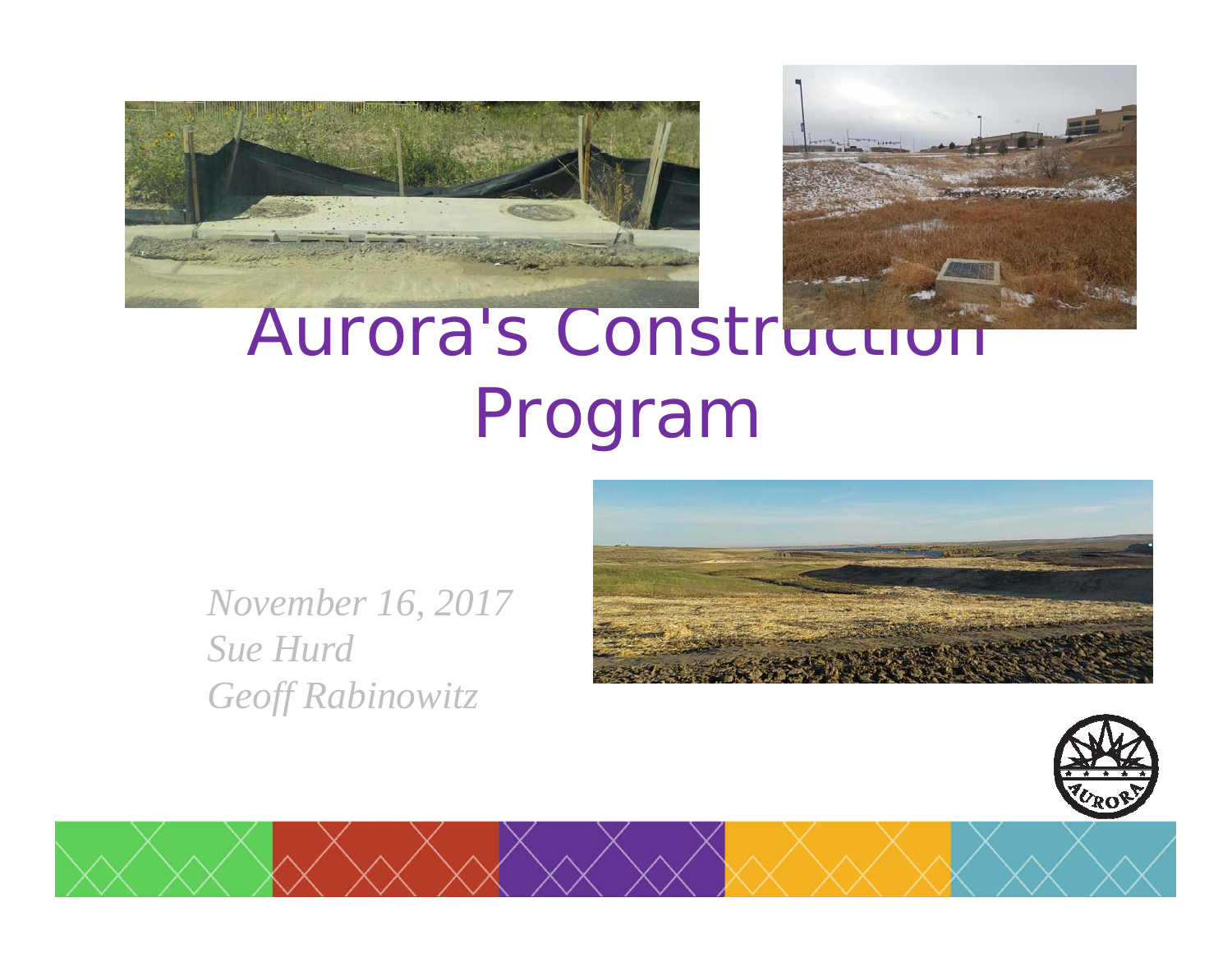# Aurora's Construction Program

*November 16, 2017*
*Sue Hurd*
*Geoff Rabinowitz*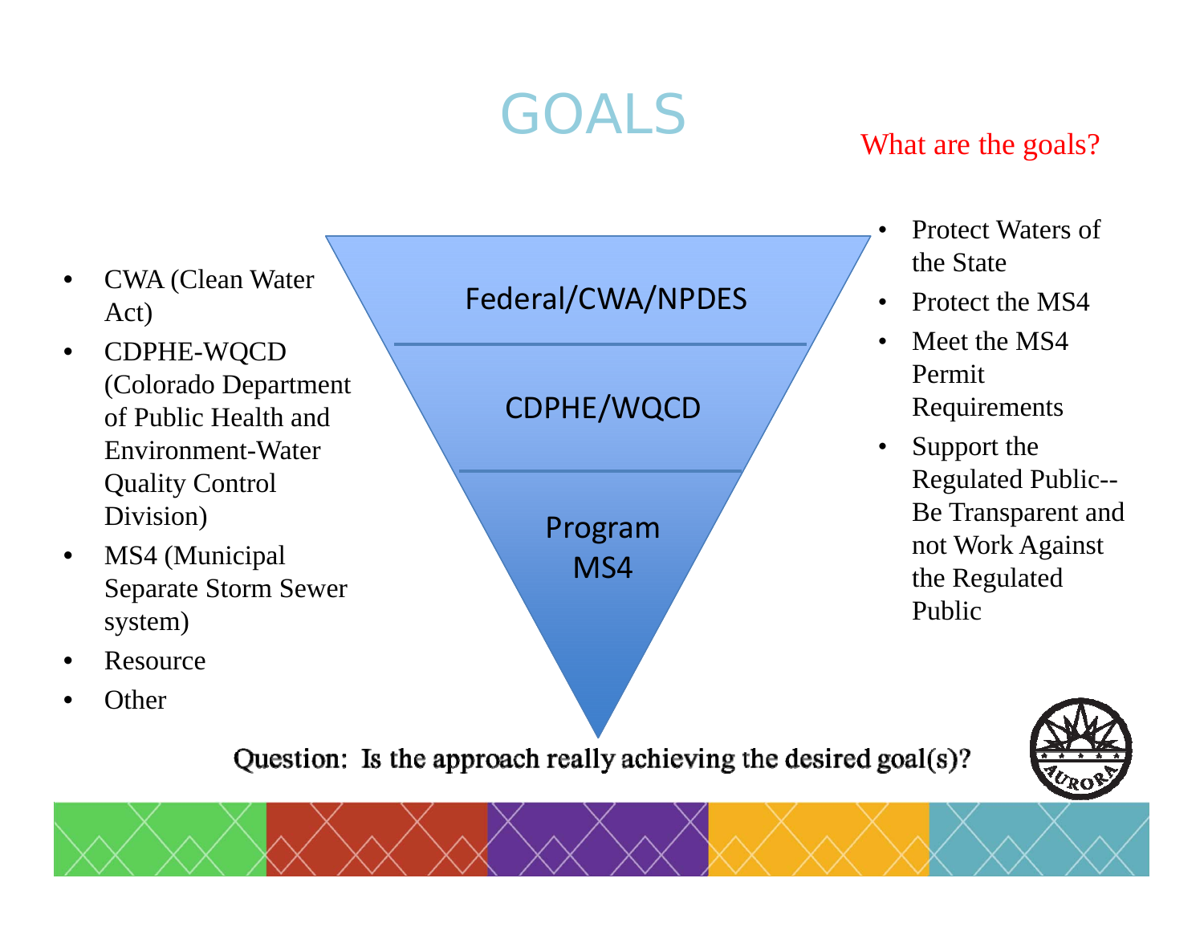# GOALS

What are the goals?

- CWA (Clean Water Act)
- CDPHE-WQCD (Colorado Department of Public Health and Environment-Water Quality Control Division)
- MS4 (Municipal Separate Storm Sewer system)
- Resource
- Other

Federal/CWA/NPDES

CDPHE/WQCD

Program MS4

- Protect Waters of the State
- Protect the MS4
- Meet the MS4 Permit Requirements
- Support the Regulated Public--Be Transparent and not Work Against the Regulated Public

Question: Is the approach really achieving the desired goal(s)?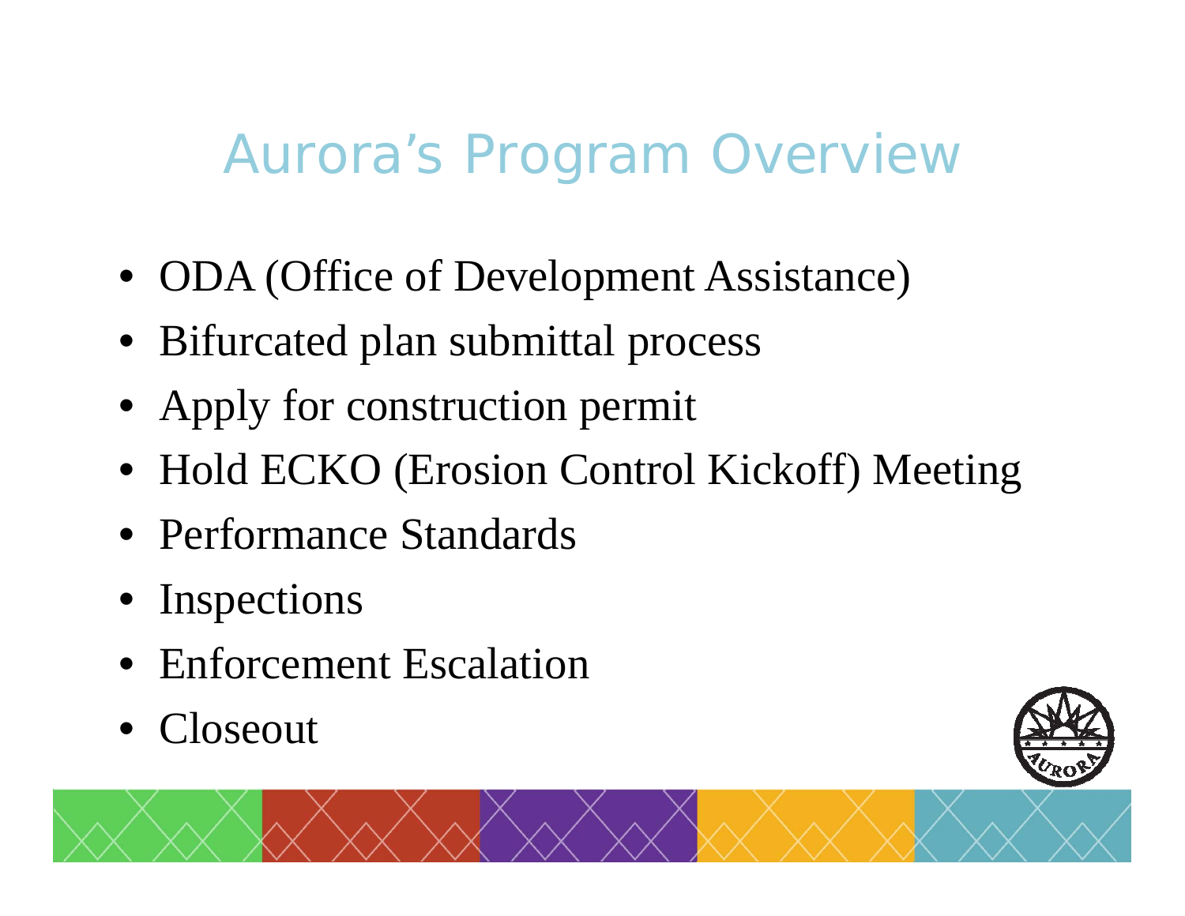# Aurora's Program Overview

- ODA (Office of Development Assistance)
- Bifurcated plan submittal process
- Apply for construction permit
- Hold ECKO (Erosion Control Kickoff) Meeting
- Performance Standards
- Inspections
- Enforcement Escalation
- Closeout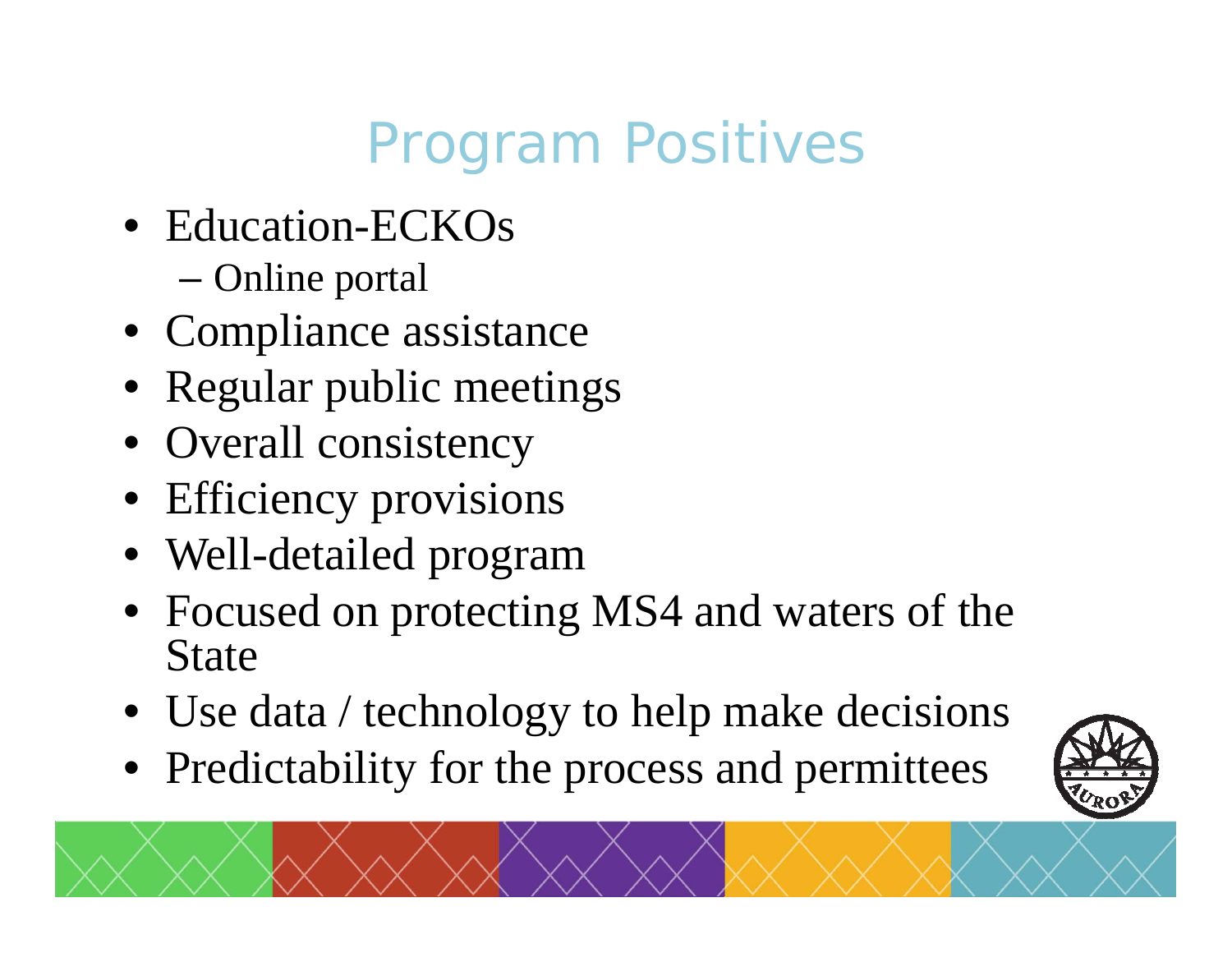# Program Positives

- Education-ECKOs
  - Online portal
- Compliance assistance
- Regular public meetings
- Overall consistency
- Efficiency provisions
- Well-detailed program
- Focused on protecting MS4 and waters of the State
- Use data / technology to help make decisions
- Predictability for the process and permittees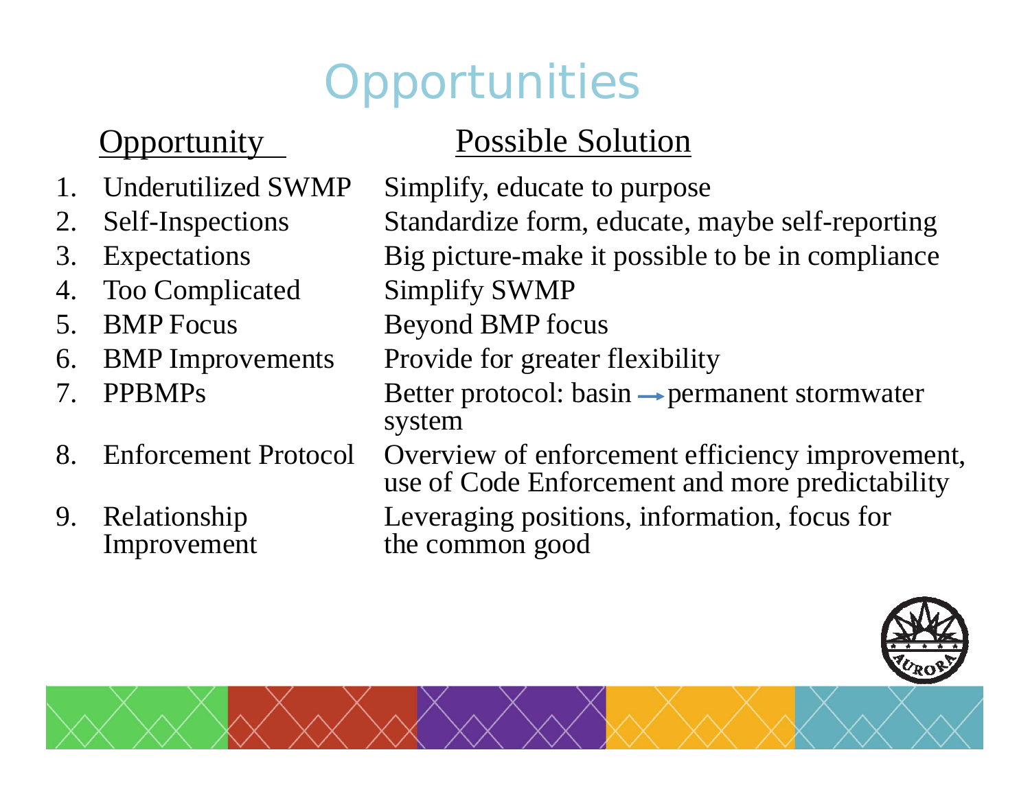# Opportunities

| | Opportunity | Possible Solution |
|---|---|---|
| 1. | Underutilized SWMP | Simplify, educate to purpose |
| 2. | Self-Inspections | Standardize form, educate, maybe self-reporting |
| 3. | Expectations | Big picture-make it possible to be in compliance |
| 4. | Too Complicated | Simplify SWMP |
| 5. | BMP Focus | Beyond BMP focus |
| 6. | BMP Improvements | Provide for greater flexibility |
| 7. | PPBMPs | Better protocol: basin → permanent stormwater system |
| 8. | Enforcement Protocol | Overview of enforcement efficiency improvement, use of Code Enforcement and more predictability |
| 9. | Relationship Improvement | Leveraging positions, information, focus for the common good |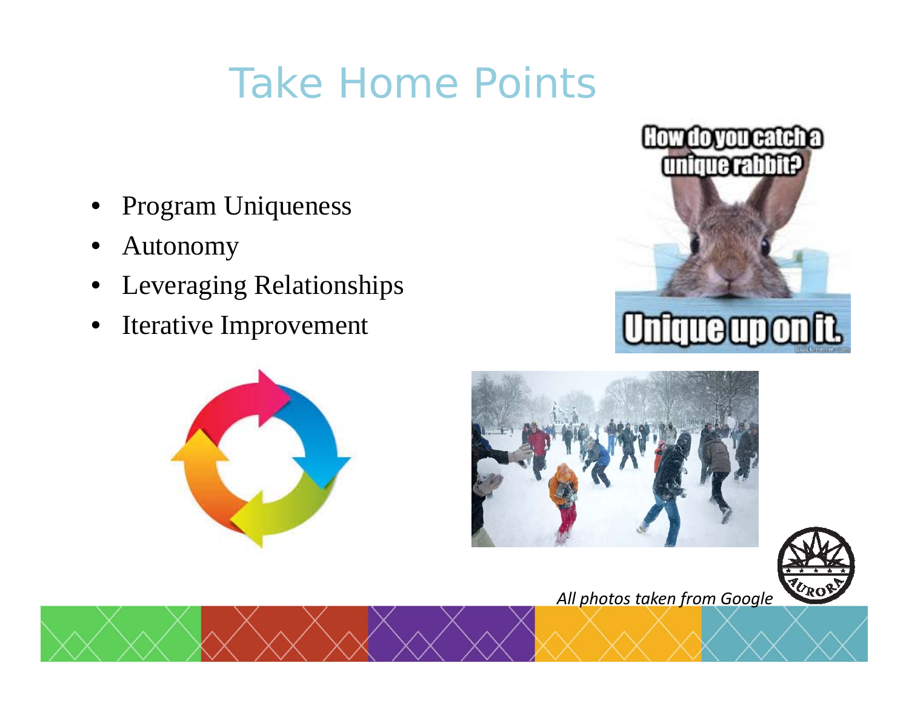# Take Home Points

- Program Uniqueness
- Autonomy
- Leveraging Relationships
- Iterative Improvement

*All photos taken from Google*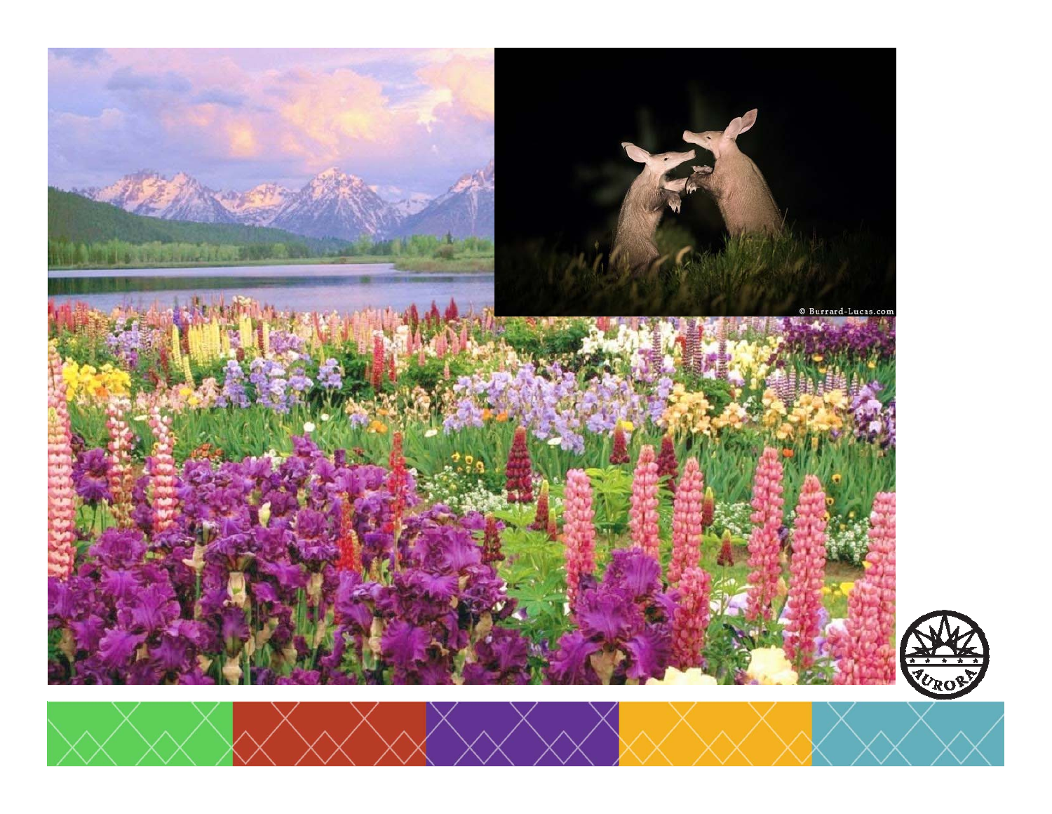© Burrard-Lucas.com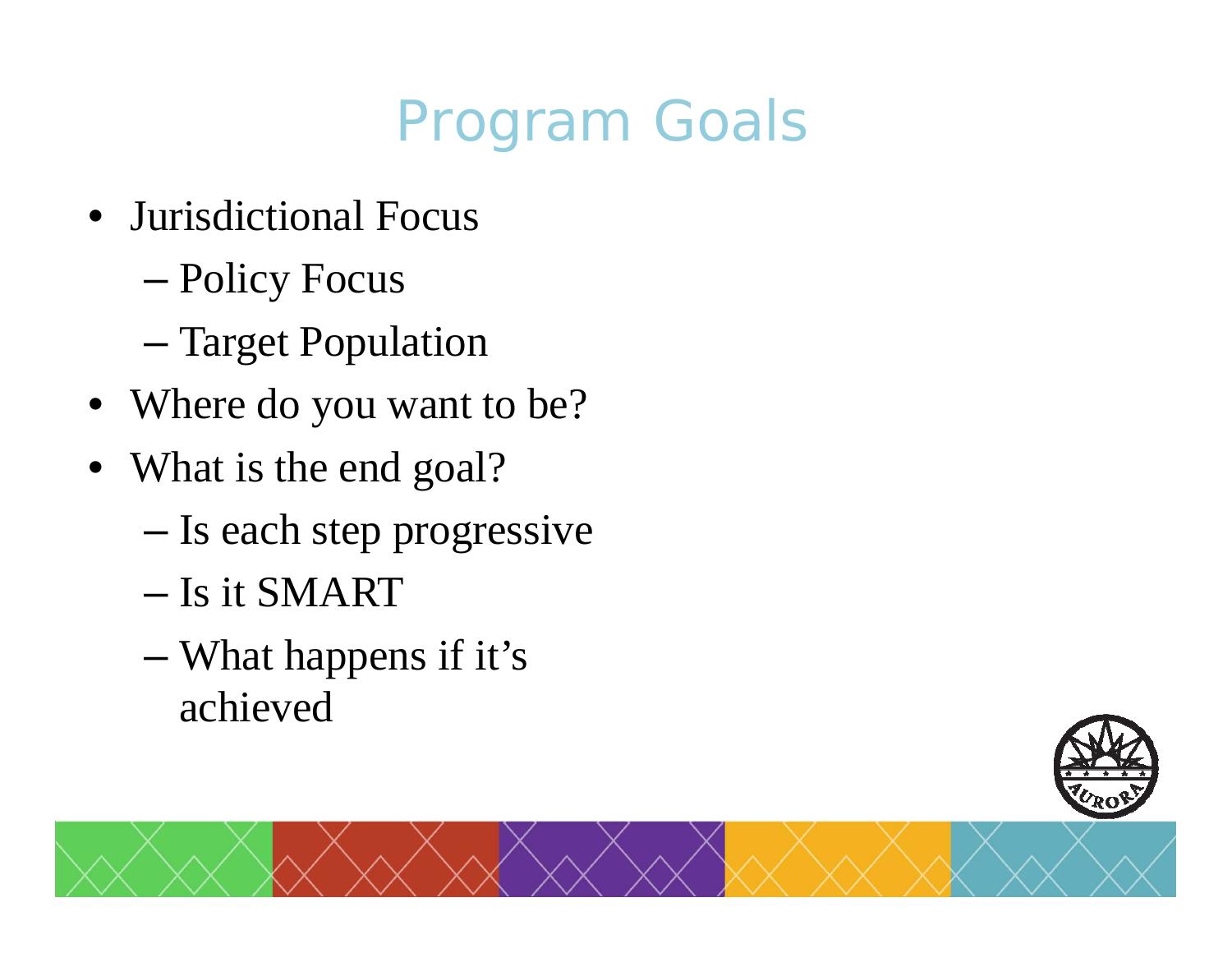# Program Goals

- Jurisdictional Focus
  - Policy Focus
  - Target Population
- Where do you want to be?
- What is the end goal?
  - Is each step progressive
  - Is it SMART
  - What happens if it's achieved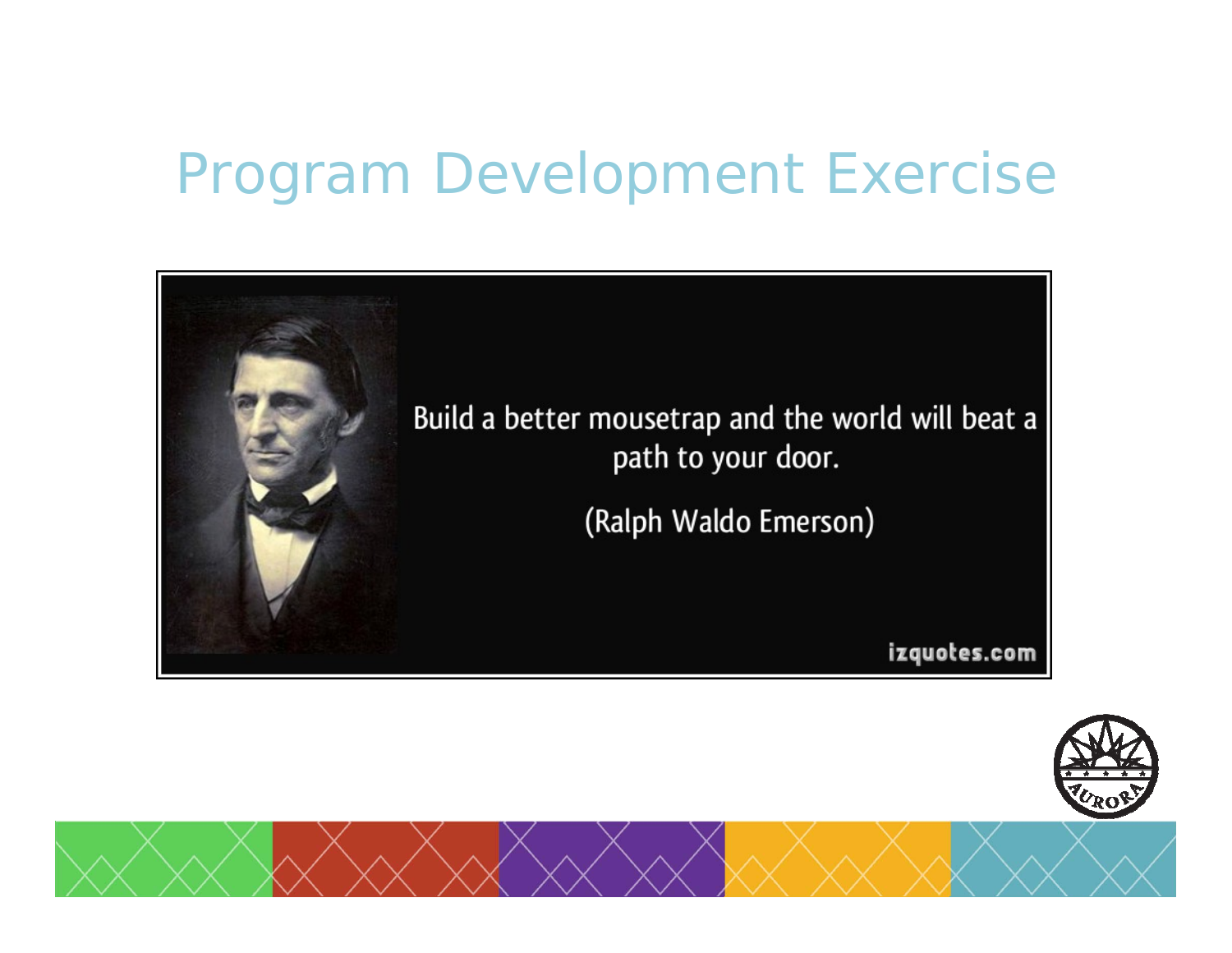# Program Development Exercise

Build a better mousetrap and the world will beat a path to your door.

(Ralph Waldo Emerson)

izquotes.com